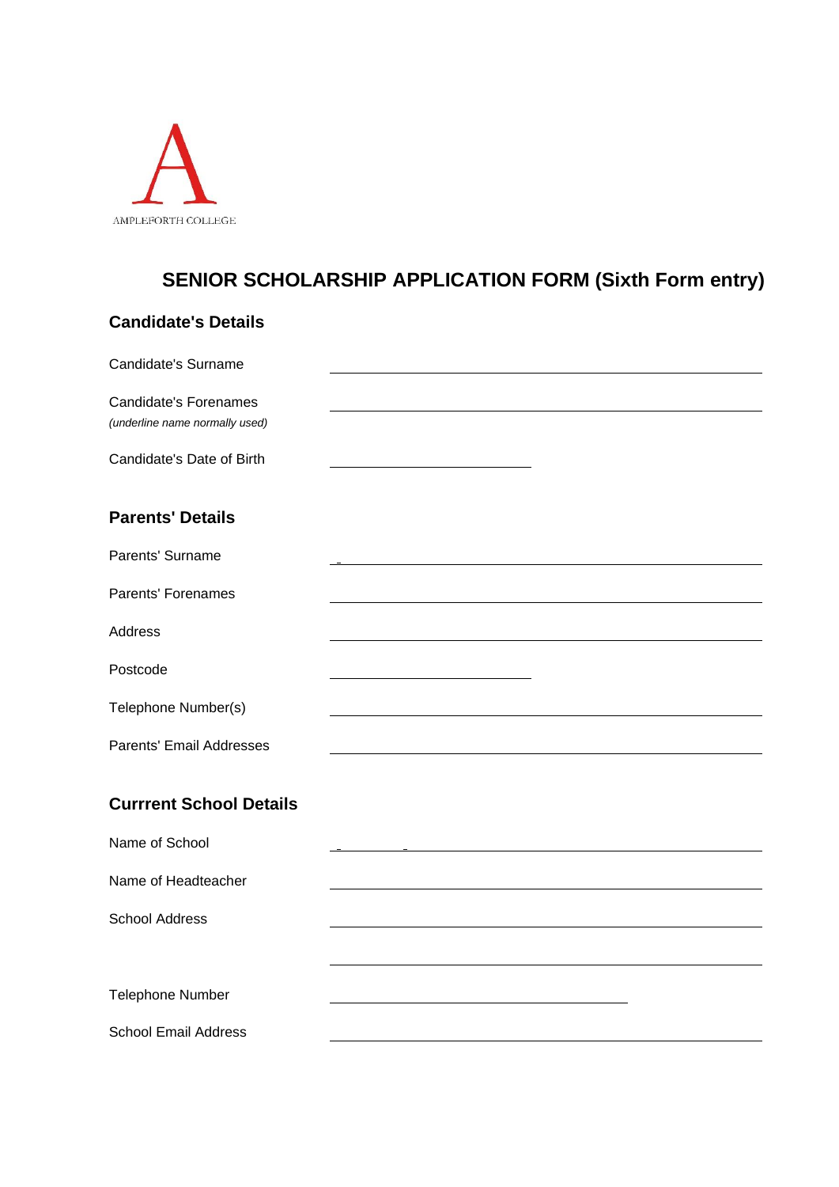AMPLEFORTH COLLEGE

# SENIOR SCHOLARSHIP APPLICATION FORM (Sixth Form entry)

## Candidate's Details

Candidate's Surname ______________________________

Candidate's Forenames ______________________________
*(underline name normally used)*

Candidate's Date of Birth ______________

## Parents' Details

Parents' Surname ______________________________

Parents' Forenames ______________________________

Address ______________________________

Postcode ______________

Telephone Number(s) ______________________________

Parents' Email Addresses ______________________________

## Currrent School Details

Name of School ______________________________

Name of Headteacher ______________________________

School Address ______________________________

______________________________

Telephone Number ____________________

School Email Address ______________________________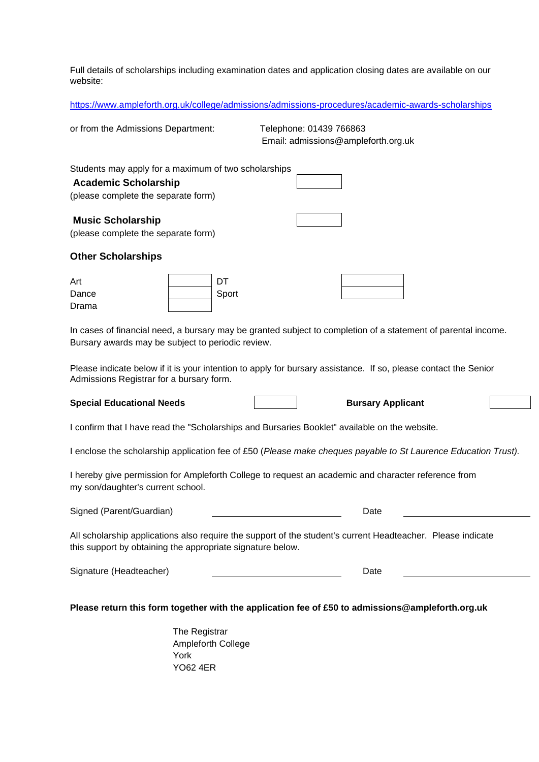Full details of scholarships including examination dates and application closing dates are available on our website:

https://www.ampleforth.org.uk/college/admissions/admissions-procedures/academic-awards-scholarships

or from the Admissions Department: Telephone: 01439 766863
Email: admissions@ampleforth.org.uk

Students may apply for a maximum of two scholarships

**Academic Scholarship** ☐
(please complete the separate form)

**Music Scholarship** ☐
(please complete the separate form)

**Other Scholarships**

| | | | |
|---|---|---|---|
| Art | ☐ | DT | ☐ |
| Dance | ☐ | Sport | ☐ |
| Drama | ☐ | | |

In cases of financial need, a bursary may be granted subject to completion of a statement of parental income. Bursary awards may be subject to periodic review.

Please indicate below if it is your intention to apply for bursary assistance. If so, please contact the Senior Admissions Registrar for a bursary form.

**Special Educational Needs** ☐ **Bursary Applicant** ☐

I confirm that I have read the "Scholarships and Bursaries Booklet" available on the website.

I enclose the scholarship application fee of £50 (*Please make cheques payable to St Laurence Education Trust).*

I hereby give permission for Ampleforth College to request an academic and character reference from my son/daughter's current school.

Signed (Parent/Guardian) ______________________ Date ______________________

All scholarship applications also require the support of the student's current Headteacher. Please indicate this support by obtaining the appropriate signature below.

Signature (Headteacher) ______________________ Date ______________________

**Please return this form together with the application fee of £50 to admissions@ampleforth.org.uk**

The Registrar
Ampleforth College
York
YO62 4ER